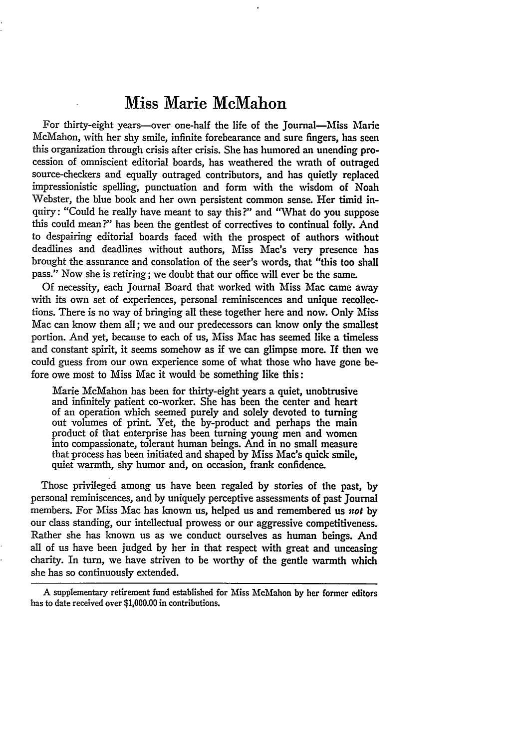# Miss Marie McMahon

For thirty-eight years—over one-half the life of the Journal—Miss Marie McMahon, with her shy smile, infinite forebearance and sure fingers, has seen this organization through crisis after crisis. She has humored an unending procession of omniscient editorial boards, has weathered the wrath of outraged source-checkers and equally outraged contributors, and has quietly replaced impressionistic spelling, punctuation and form with the wisdom of Noah Webster, the blue book and her own persistent common sense. Her timid inquiry: "Could he really have meant to say this?" and "What do you suppose this could mean?" has been the gentlest of correctives to continual folly. And to despairing editorial boards faced with the prospect of authors without deadlines and deadlines without authors, Miss Mac's very presence has brought the assurance and consolation of the seer's words, that "this too shall pass." Now she is retiring; we doubt that our office will ever be the same.

Of necessity, each Journal Board that worked with Miss Mac came away with its own set of experiences, personal reminiscences and unique recollections. There is no way of bringing all these together here and now. Only Miss Mac can know them all; we and our predecessors can know only the smallest portion. And yet, because to each of us, Miss Mac has seemed like a timeless and constant spirit, it seems somehow as if we can glimpse more. If then we could guess from our own experience some of what those who have gone before owe most to Miss Mac it would be something like this:

> Marie McMahon has been for thirty-eight years a quiet, unobtrusive and infinitely patient co-worker. She has been the center and heart of an operation which seemed purely and solely devoted to turning out volumes of print. Yet, the by-product and perhaps the main product of that enterprise has been turning young men and women into compassionate, tolerant human beings. And in no small measure that process has been initiated and shaped by Miss Mac's quick smile, quiet warmth, shy humor and, on occasion, frank confidence.

Those privileged among us have been regaled by stories of the past, by personal reminiscences, and by uniquely perceptive assessments of past Journal members. For Miss Mac has known us, helped us and remembered us *not* by our class standing, our intellectual prowess or our aggressive competitiveness. Rather she has known us as we conduct ourselves as human beings. And all of us have been judged by her in that respect with great and unceasing charity. In turn, we have striven to be worthy of the gentle warmth which she has so continuously extended.

---

A supplementary retirement fund established for Miss McMahon by her former editors has to date received over $1,000.00 in contributions.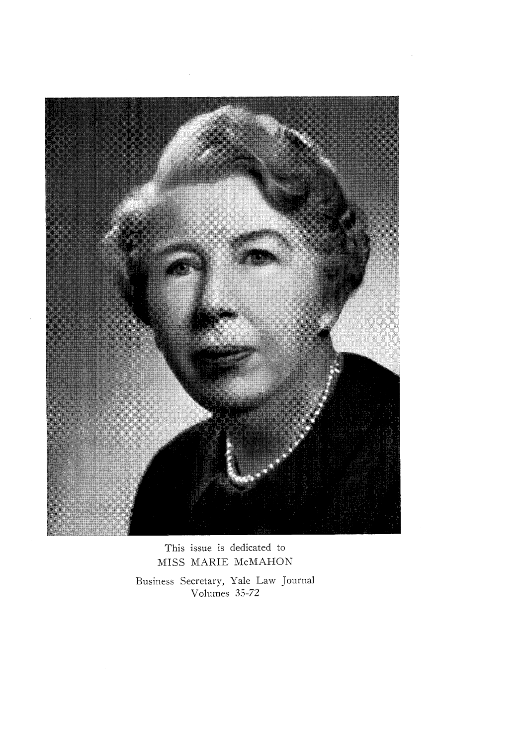This issue is dedicated to
MISS MARIE McMAHON

Business Secretary, Yale Law Journal
Volumes 35-72